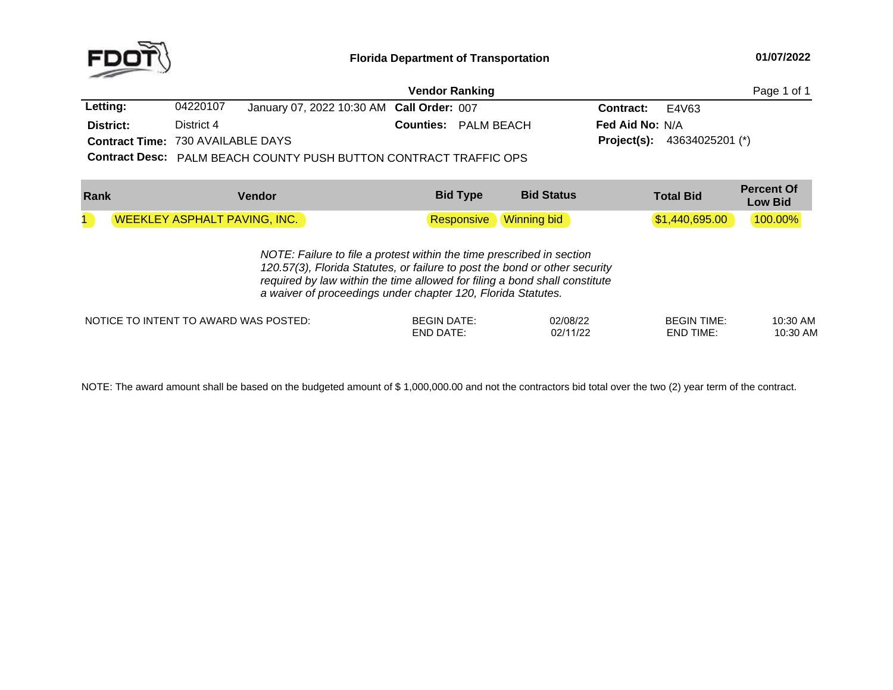# Florida Department of Transportation

01/07/2022

## Vendor Ranking

**Letting:** 04220107 January 07, 2022 10:30 AM **Call Order:** 007 **Contract:** E4V63

**District:** District 4 **Counties:** PALM BEACH **Fed Aid No:** N/A

**Contract Time:** 730 AVAILABLE DAYS **Project(s):** 43634025201 (*)

**Contract Desc:** PALM BEACH COUNTY PUSH BUTTON CONTRACT TRAFFIC OPS

| Rank | Vendor | Bid Type | Bid Status | Total Bid | Percent Of Low Bid |
|---|---|---|---|---|---|
| 1 | WEEKLEY ASPHALT PAVING, INC. | Responsive | Winning bid | $1,440,695.00 | 100.00% |

*NOTE: Failure to file a protest within the time prescribed in section 120.57(3), Florida Statutes, or failure to post the bond or other security required by law within the time allowed for filing a bond shall constitute a waiver of proceedings under chapter 120, Florida Statutes.*

| NOTICE TO INTENT TO AWARD WAS POSTED: | | | | |
|---|---|---|---|---|
| | BEGIN DATE: | 02/08/22 | BEGIN TIME: | 10:30 AM |
| | END DATE: | 02/11/22 | END TIME: | 10:30 AM |

NOTE: The award amount shall be based on the budgeted amount of $ 1,000,000.00 and not the contractors bid total over the two (2) year term of the contract.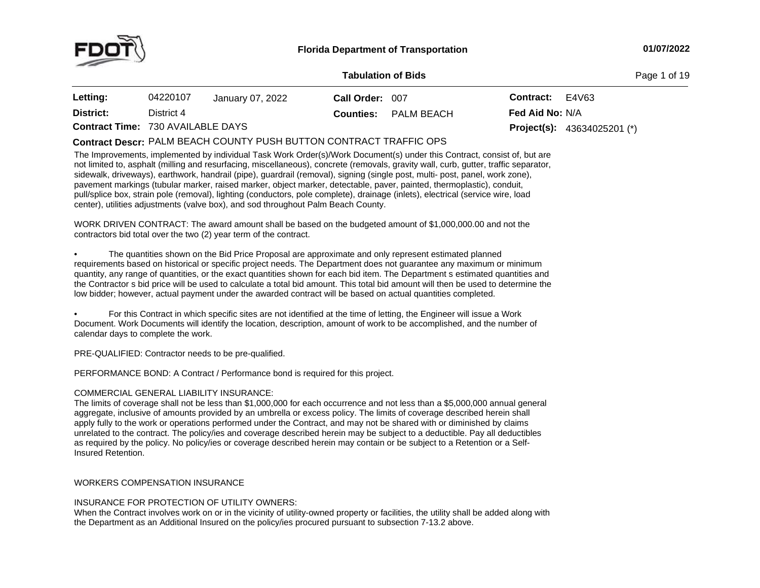**Florida Department of Transportation**

**01/07/2022**

**Tabulation of Bids**

| | | | | | | |
|---|---|---|---|---|---|---|
| **Letting:** | 04220107 | January 07, 2022 | **Call Order:** 007 | | **Contract:** | E4V63 |
| **District:** | District 4 | | **Counties:** | PALM BEACH | **Fed Aid No:** | N/A |
| **Contract Time:** | 730 AVAILABLE DAYS | | | | **Project(s):** | 43634025201 (*) |

**Contract Descr:** PALM BEACH COUNTY PUSH BUTTON CONTRACT TRAFFIC OPS

The Improvements, implemented by individual Task Work Order(s)/Work Document(s) under this Contract, consist of, but are not limited to, asphalt (milling and resurfacing, miscellaneous), concrete (removals, gravity wall, curb, gutter, traffic separator, sidewalk, driveways), earthwork, handrail (pipe), guardrail (removal), signing (single post, multi- post, panel, work zone), pavement markings (tubular marker, raised marker, object marker, detectable, paver, painted, thermoplastic), conduit, pull/splice box, strain pole (removal), lighting (conductors, pole complete), drainage (inlets), electrical (service wire, load center), utilities adjustments (valve box), and sod throughout Palm Beach County.

WORK DRIVEN CONTRACT: The award amount shall be based on the budgeted amount of $1,000,000.00 and not the contractors bid total over the two (2) year term of the contract.

- The quantities shown on the Bid Price Proposal are approximate and only represent estimated planned requirements based on historical or specific project needs. The Department does not guarantee any maximum or minimum quantity, any range of quantities, or the exact quantities shown for each bid item. The Department s estimated quantities and the Contractor s bid price will be used to calculate a total bid amount. This total bid amount will then be used to determine the low bidder; however, actual payment under the awarded contract will be based on actual quantities completed.

- For this Contract in which specific sites are not identified at the time of letting, the Engineer will issue a Work Document. Work Documents will identify the location, description, amount of work to be accomplished, and the number of calendar days to complete the work.

PRE-QUALIFIED: Contractor needs to be pre-qualified.

PERFORMANCE BOND: A Contract / Performance bond is required for this project.

COMMERCIAL GENERAL LIABILITY INSURANCE:
The limits of coverage shall not be less than $1,000,000 for each occurrence and not less than a $5,000,000 annual general aggregate, inclusive of amounts provided by an umbrella or excess policy. The limits of coverage described herein shall apply fully to the work or operations performed under the Contract, and may not be shared with or diminished by claims unrelated to the contract. The policy/ies and coverage described herein may be subject to a deductible. Pay all deductibles as required by the policy. No policy/ies or coverage described herein may contain or be subject to a Retention or a Self-Insured Retention.

WORKERS COMPENSATION INSURANCE

INSURANCE FOR PROTECTION OF UTILITY OWNERS:
When the Contract involves work on or in the vicinity of utility-owned property or facilities, the utility shall be added along with the Department as an Additional Insured on the policy/ies procured pursuant to subsection 7-13.2 above.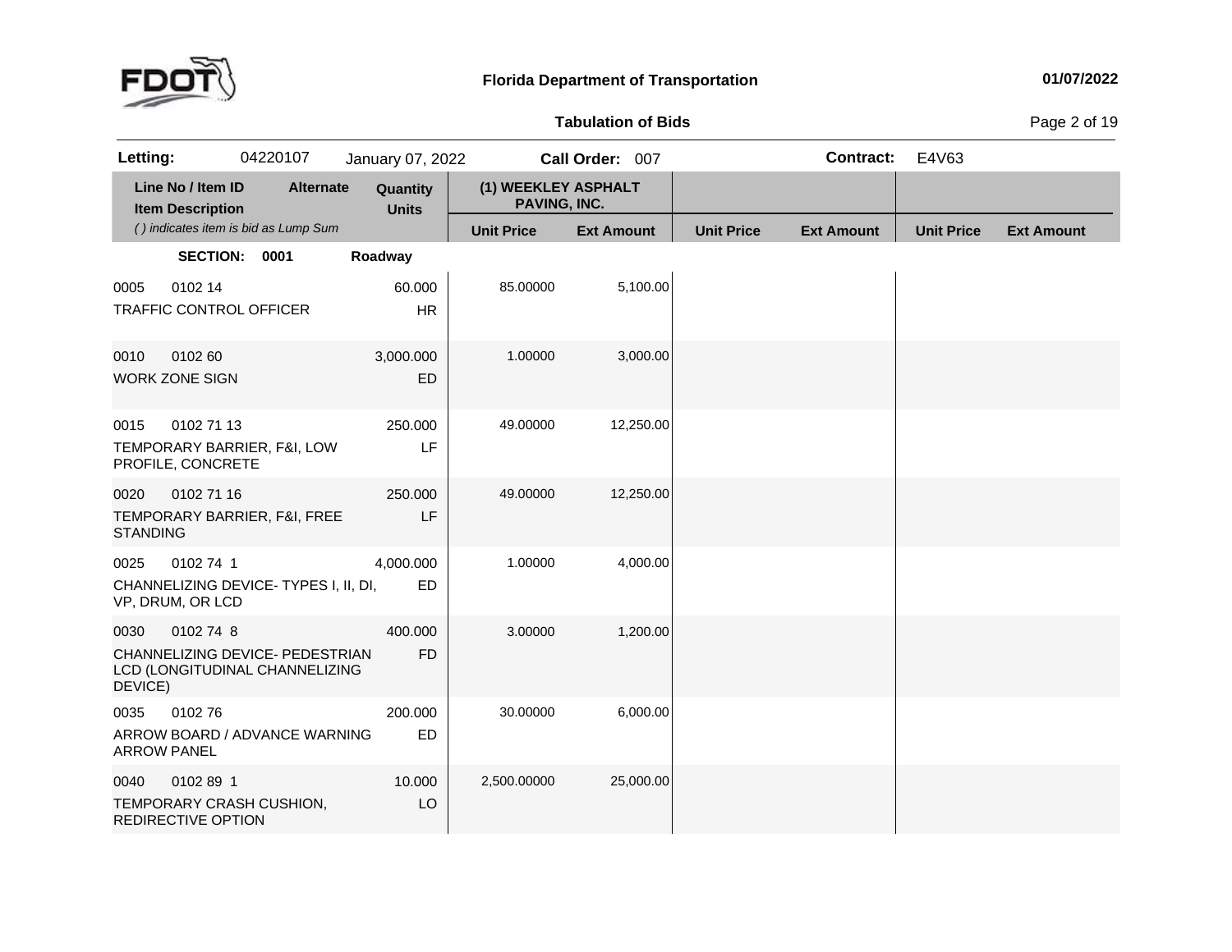**Florida Department of Transportation** 01/07/2022

**Tabulation of Bids**

| **Letting:** | 04220107 | January 07, 2022 | **Call Order:** 007 | **Contract:** | E4V63 |
|---|---|---|---|---|---|

| Line No / Item ID | Item Description | Alternate | Quantity / Units | (1) WEEKLEY ASPHALT PAVING, INC. Unit Price | (1) WEEKLEY ASPHALT PAVING, INC. Ext Amount | Unit Price | Ext Amount | Unit Price | Ext Amount |
|---|---|---|---|---|---|---|---|---|---|
| | ( ) indicates item is bid as Lump Sum | | | | | | | | |
| **SECTION: 0001** | **Roadway** | | | | | | | | |
| 0005 0102 14 | TRAFFIC CONTROL OFFICER | | 60.000 HR | 85.00000 | 5,100.00 | | | | |
| 0010 0102 60 | WORK ZONE SIGN | | 3,000.000 ED | 1.00000 | 3,000.00 | | | | |
| 0015 0102 71 13 | TEMPORARY BARRIER, F&I, LOW PROFILE, CONCRETE | | 250.000 LF | 49.00000 | 12,250.00 | | | | |
| 0020 0102 71 16 | TEMPORARY BARRIER, F&I, FREE STANDING | | 250.000 LF | 49.00000 | 12,250.00 | | | | |
| 0025 0102 74 1 | CHANNELIZING DEVICE- TYPES I, II, DI, VP, DRUM, OR LCD | | 4,000.000 ED | 1.00000 | 4,000.00 | | | | |
| 0030 0102 74 8 | CHANNELIZING DEVICE- PEDESTRIAN LCD (LONGITUDINAL CHANNELIZING DEVICE) | | 400.000 FD | 3.00000 | 1,200.00 | | | | |
| 0035 0102 76 | ARROW BOARD / ADVANCE WARNING ARROW PANEL | | 200.000 ED | 30.00000 | 6,000.00 | | | | |
| 0040 0102 89 1 | TEMPORARY CRASH CUSHION, REDIRECTIVE OPTION | | 10.000 LO | 2,500.00000 | 25,000.00 | | | | |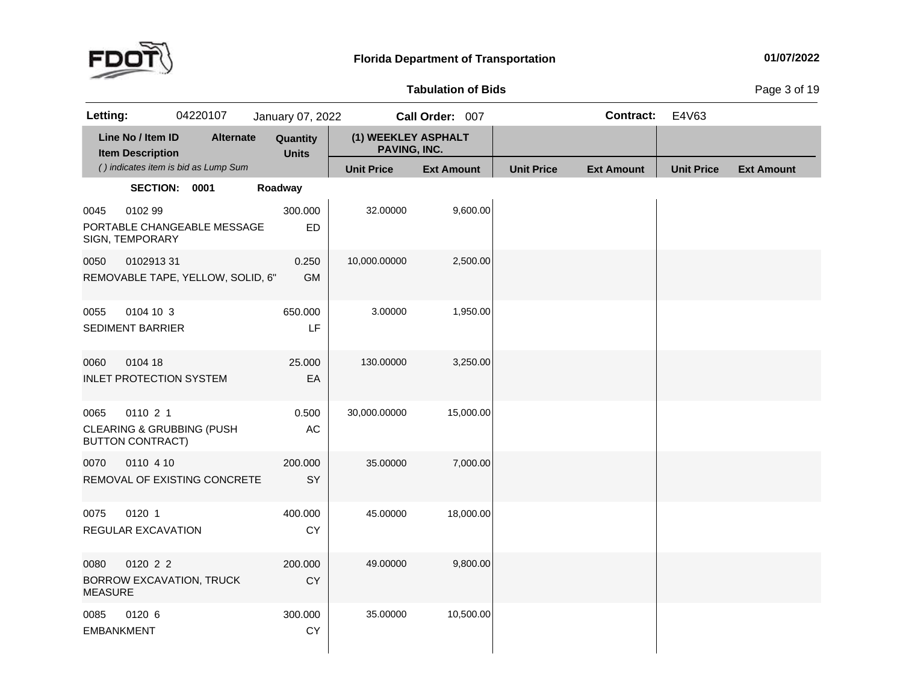**Florida Department of Transportation** — 01/07/2022

**Tabulation of Bids**

**Letting:** 04220107 January 07, 2022 **Call Order:** 007 **Contract:** E4V63

| Line No / Item ID | Item Description | Alternate | Quantity | Units | (1) WEEKLEY ASPHALT PAVING, INC. Unit Price | (1) WEEKLEY ASPHALT PAVING, INC. Ext Amount | Unit Price | Ext Amount | Unit Price | Ext Amount |
|---|---|---|---|---|---|---|---|---|---|---|
| | ( ) indicates item is bid as Lump Sum | | | | | | | | | |
| **SECTION: 0001** | **Roadway** | | | | | | | | | |
| 0045 0102 99 | PORTABLE CHANGEABLE MESSAGE SIGN, TEMPORARY | | 300.000 | ED | 32.00000 | 9,600.00 | | | | |
| 0050 0102913 31 | REMOVABLE TAPE, YELLOW, SOLID, 6" | | 0.250 | GM | 10,000.00000 | 2,500.00 | | | | |
| 0055 0104 10 3 | SEDIMENT BARRIER | | 650.000 | LF | 3.00000 | 1,950.00 | | | | |
| 0060 0104 18 | INLET PROTECTION SYSTEM | | 25.000 | EA | 130.00000 | 3,250.00 | | | | |
| 0065 0110 2 1 | CLEARING & GRUBBING (PUSH BUTTON CONTRACT) | | 0.500 | AC | 30,000.00000 | 15,000.00 | | | | |
| 0070 0110 4 10 | REMOVAL OF EXISTING CONCRETE | | 200.000 | SY | 35.00000 | 7,000.00 | | | | |
| 0075 0120 1 | REGULAR EXCAVATION | | 400.000 | CY | 45.00000 | 18,000.00 | | | | |
| 0080 0120 2 2 | BORROW EXCAVATION, TRUCK MEASURE | | 200.000 | CY | 49.00000 | 9,800.00 | | | | |
| 0085 0120 6 | EMBANKMENT | | 300.000 | CY | 35.00000 | 10,500.00 | | | | |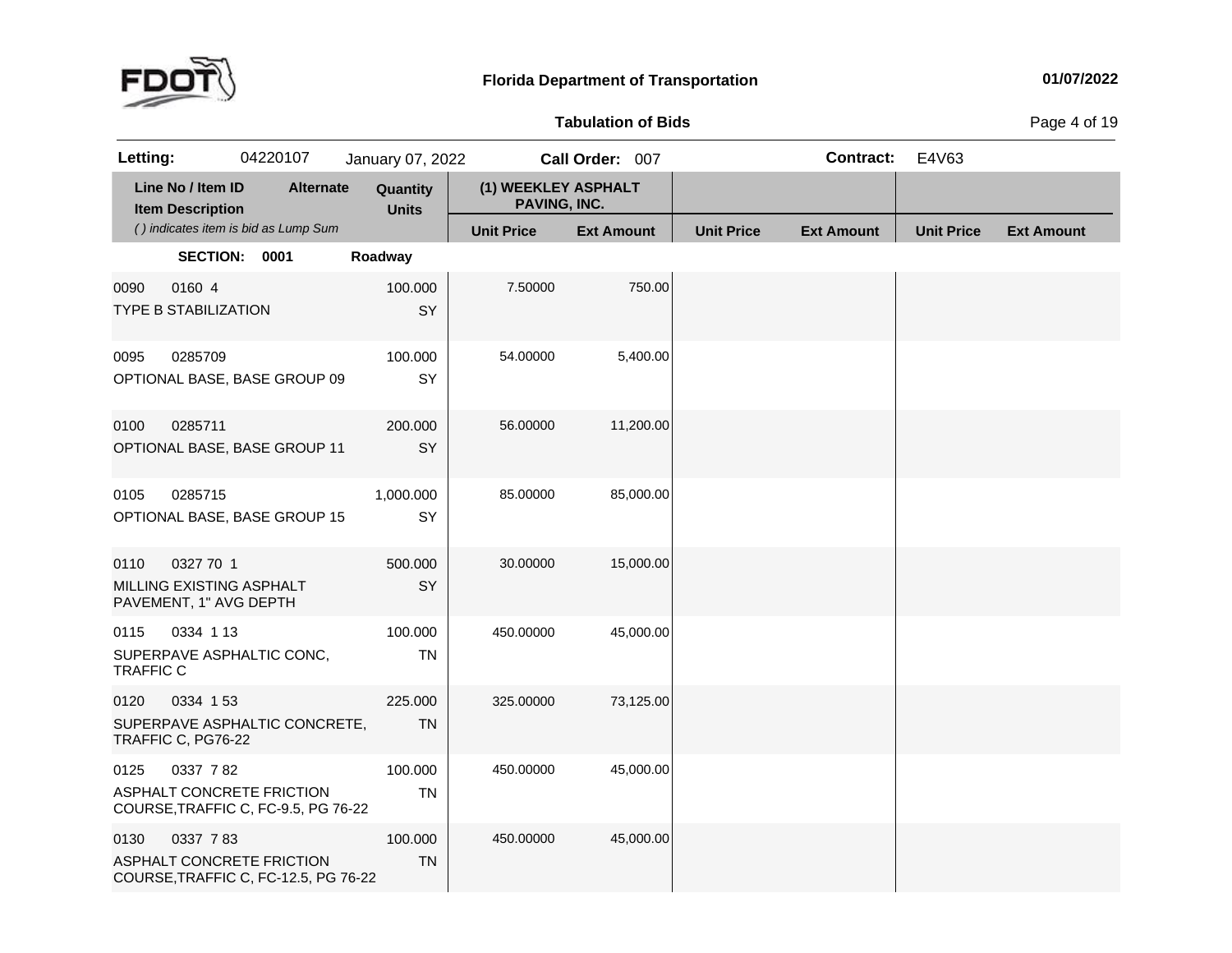**Florida Department of Transportation** 01/07/2022

**Tabulation of Bids**

**Letting:** 04220107 January 07, 2022 **Call Order:** 007 **Contract:** E4V63

| Line No / Item ID | Item Description | Alternate | Quantity / Units | (1) WEEKLEY ASPHALT PAVING, INC. Unit Price | (1) WEEKLEY ASPHALT PAVING, INC. Ext Amount | Unit Price | Ext Amount | Unit Price | Ext Amount |
|---|---|---|---|---|---|---|---|---|---|
| **SECTION: 0001** | | | **Roadway** | | | | | | |
| 0090 0160 4 | TYPE B STABILIZATION | | 100.000 SY | 7.50000 | 750.00 | | | | |
| 0095 0285709 | OPTIONAL BASE, BASE GROUP 09 | | 100.000 SY | 54.00000 | 5,400.00 | | | | |
| 0100 0285711 | OPTIONAL BASE, BASE GROUP 11 | | 200.000 SY | 56.00000 | 11,200.00 | | | | |
| 0105 0285715 | OPTIONAL BASE, BASE GROUP 15 | | 1,000.000 SY | 85.00000 | 85,000.00 | | | | |
| 0110 0327 70 1 | MILLING EXISTING ASPHALT PAVEMENT, 1" AVG DEPTH | | 500.000 SY | 30.00000 | 15,000.00 | | | | |
| 0115 0334 1 13 | SUPERPAVE ASPHALTIC CONC, TRAFFIC C | | 100.000 TN | 450.00000 | 45,000.00 | | | | |
| 0120 0334 1 53 | SUPERPAVE ASPHALTIC CONCRETE, TRAFFIC C, PG76-22 | | 225.000 TN | 325.00000 | 73,125.00 | | | | |
| 0125 0337 7 82 | ASPHALT CONCRETE FRICTION COURSE,TRAFFIC C, FC-9.5, PG 76-22 | | 100.000 TN | 450.00000 | 45,000.00 | | | | |
| 0130 0337 7 83 | ASPHALT CONCRETE FRICTION COURSE,TRAFFIC C, FC-12.5, PG 76-22 | | 100.000 TN | 450.00000 | 45,000.00 | | | | |

( ) indicates item is bid as Lump Sum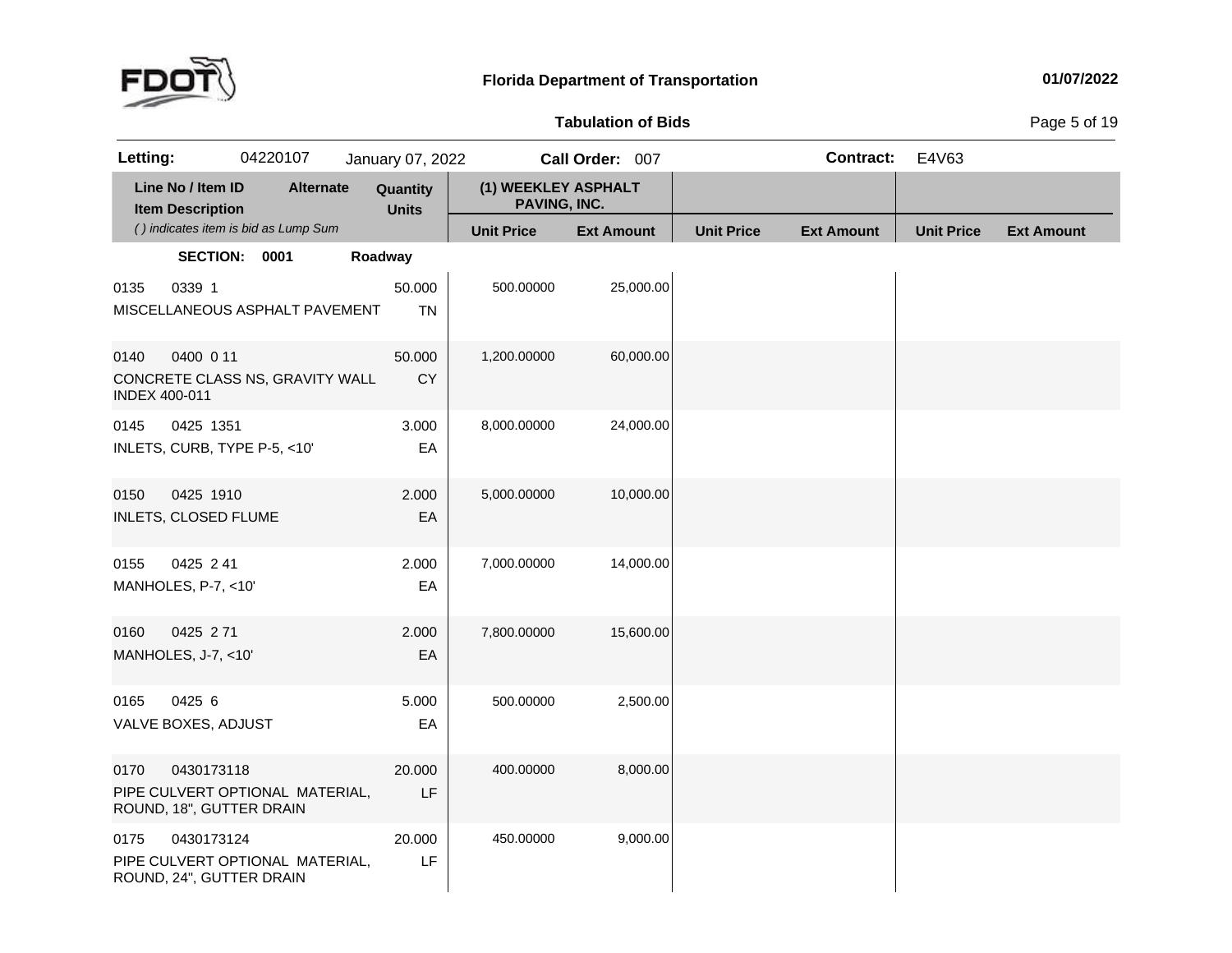**Florida Department of Transportation** — 01/07/2022

**Tabulation of Bids**

| Letting: | 04220107 | January 07, 2022 | Call Order: 007 | Contract: | E4V63 |
|---|---|---|---|---|---|

| Line No / Item ID | Item Description | Alternate | Quantity | Units | (1) WEEKLEY ASPHALT PAVING, INC. Unit Price | (1) WEEKLEY ASPHALT PAVING, INC. Ext Amount | Unit Price | Ext Amount | Unit Price | Ext Amount |
|---|---|---|---|---|---|---|---|---|---|---|
| | *( ) indicates item is bid as Lump Sum* | | | | | | | | | |
| **SECTION: 0001** | **Roadway** | | | | | | | | | |
| 0135 0339 1 | MISCELLANEOUS ASPHALT PAVEMENT | | 50.000 | TN | 500.00000 | 25,000.00 | | | | |
| 0140 0400 0 11 | CONCRETE CLASS NS, GRAVITY WALL INDEX 400-011 | | 50.000 | CY | 1,200.00000 | 60,000.00 | | | | |
| 0145 0425 1351 | INLETS, CURB, TYPE P-5, <10' | | 3.000 | EA | 8,000.00000 | 24,000.00 | | | | |
| 0150 0425 1910 | INLETS, CLOSED FLUME | | 2.000 | EA | 5,000.00000 | 10,000.00 | | | | |
| 0155 0425 2 41 | MANHOLES, P-7, <10' | | 2.000 | EA | 7,000.00000 | 14,000.00 | | | | |
| 0160 0425 2 71 | MANHOLES, J-7, <10' | | 2.000 | EA | 7,800.00000 | 15,600.00 | | | | |
| 0165 0425 6 | VALVE BOXES, ADJUST | | 5.000 | EA | 500.00000 | 2,500.00 | | | | |
| 0170 0430173118 | PIPE CULVERT OPTIONAL MATERIAL, ROUND, 18", GUTTER DRAIN | | 20.000 | LF | 400.00000 | 8,000.00 | | | | |
| 0175 0430173124 | PIPE CULVERT OPTIONAL MATERIAL, ROUND, 24", GUTTER DRAIN | | 20.000 | LF | 450.00000 | 9,000.00 | | | | |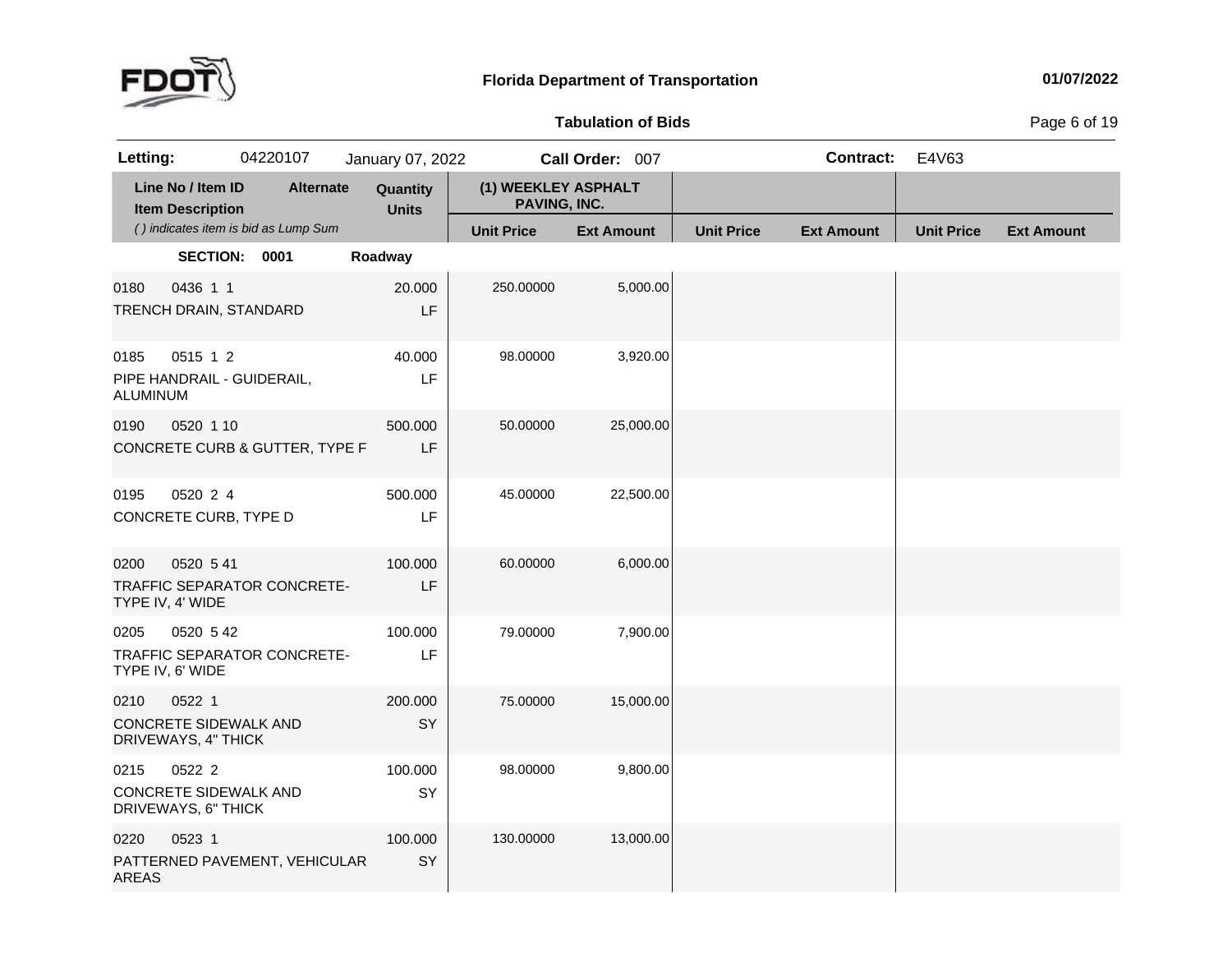**Florida Department of Transportation**

**Tabulation of Bids**

| **Letting:** 04220107 | January 07, 2022 | **Call Order:** 007 | **Contract:** E4V63 |
|---|---|---|---|

| Line No / Item ID / Item Description | Alternate | Quantity / Units | (1) WEEKLEY ASPHALT PAVING, INC. Unit Price | (1) WEEKLEY ASPHALT PAVING, INC. Ext Amount | Unit Price | Ext Amount | Unit Price | Ext Amount |
|---|---|---|---|---|---|---|---|---|
| *( ) indicates item is bid as Lump Sum* | | | | | | | | |
| **SECTION: 0001** | | **Roadway** | | | | | | |
| 0180 0436 1 1 TRENCH DRAIN, STANDARD | | 20.000 LF | 250.00000 | 5,000.00 | | | | |
| 0185 0515 1 2 PIPE HANDRAIL - GUIDERAIL, ALUMINUM | | 40.000 LF | 98.00000 | 3,920.00 | | | | |
| 0190 0520 1 10 CONCRETE CURB & GUTTER, TYPE F | | 500.000 LF | 50.00000 | 25,000.00 | | | | |
| 0195 0520 2 4 CONCRETE CURB, TYPE D | | 500.000 LF | 45.00000 | 22,500.00 | | | | |
| 0200 0520 5 41 TRAFFIC SEPARATOR CONCRETE- TYPE IV, 4' WIDE | | 100.000 LF | 60.00000 | 6,000.00 | | | | |
| 0205 0520 5 42 TRAFFIC SEPARATOR CONCRETE- TYPE IV, 6' WIDE | | 100.000 LF | 79.00000 | 7,900.00 | | | | |
| 0210 0522 1 CONCRETE SIDEWALK AND DRIVEWAYS, 4" THICK | | 200.000 SY | 75.00000 | 15,000.00 | | | | |
| 0215 0522 2 CONCRETE SIDEWALK AND DRIVEWAYS, 6" THICK | | 100.000 SY | 98.00000 | 9,800.00 | | | | |
| 0220 0523 1 PATTERNED PAVEMENT, VEHICULAR AREAS | | 100.000 SY | 130.00000 | 13,000.00 | | | | |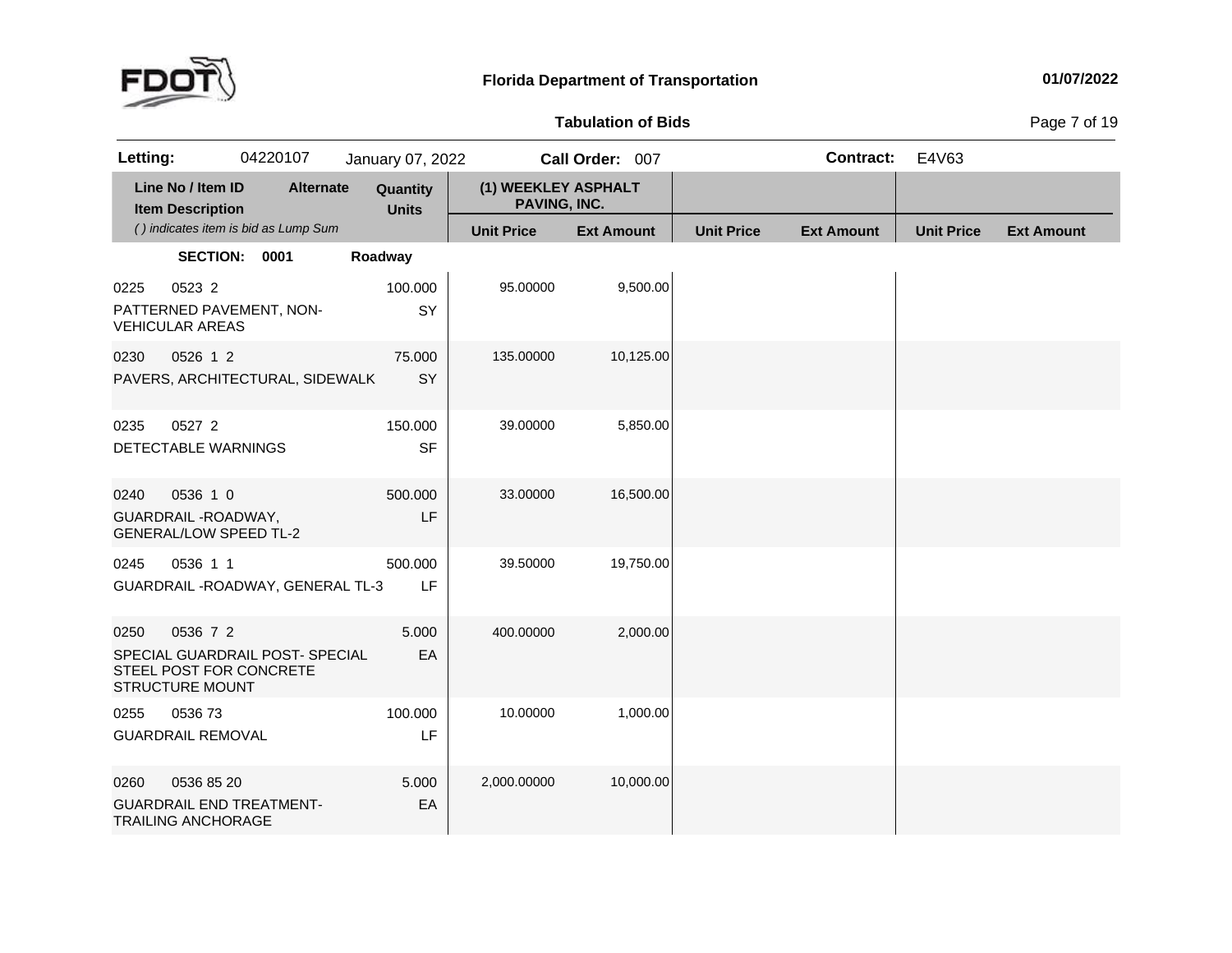**Florida Department of Transportation** — 01/07/2022

**Tabulation of Bids**

**Letting:** 04220107 January 07, 2022 **Call Order:** 007 **Contract:** E4V63

| Line No / Item ID / Item Description | Alternate | Quantity / Units | (1) WEEKLEY ASPHALT PAVING, INC. Unit Price | (1) WEEKLEY ASPHALT PAVING, INC. Ext Amount | Unit Price | Ext Amount | Unit Price | Ext Amount |
|---|---|---|---|---|---|---|---|---|
| *( ) indicates item is bid as Lump Sum* | | | | | | | | |
| **SECTION: 0001** | | **Roadway** | | | | | | |
| 0225 0523 2 PATTERNED PAVEMENT, NON-VEHICULAR AREAS | | 100.000 SY | 95.00000 | 9,500.00 | | | | |
| 0230 0526 1 2 PAVERS, ARCHITECTURAL, SIDEWALK | | 75.000 SY | 135.00000 | 10,125.00 | | | | |
| 0235 0527 2 DETECTABLE WARNINGS | | 150.000 SF | 39.00000 | 5,850.00 | | | | |
| 0240 0536 1 0 GUARDRAIL -ROADWAY, GENERAL/LOW SPEED TL-2 | | 500.000 LF | 33.00000 | 16,500.00 | | | | |
| 0245 0536 1 1 GUARDRAIL -ROADWAY, GENERAL TL-3 | | 500.000 LF | 39.50000 | 19,750.00 | | | | |
| 0250 0536 7 2 SPECIAL GUARDRAIL POST- SPECIAL STEEL POST FOR CONCRETE STRUCTURE MOUNT | | 5.000 EA | 400.00000 | 2,000.00 | | | | |
| 0255 0536 73 GUARDRAIL REMOVAL | | 100.000 LF | 10.00000 | 1,000.00 | | | | |
| 0260 0536 85 20 GUARDRAIL END TREATMENT- TRAILING ANCHORAGE | | 5.000 EA | 2,000.00000 | 10,000.00 | | | | |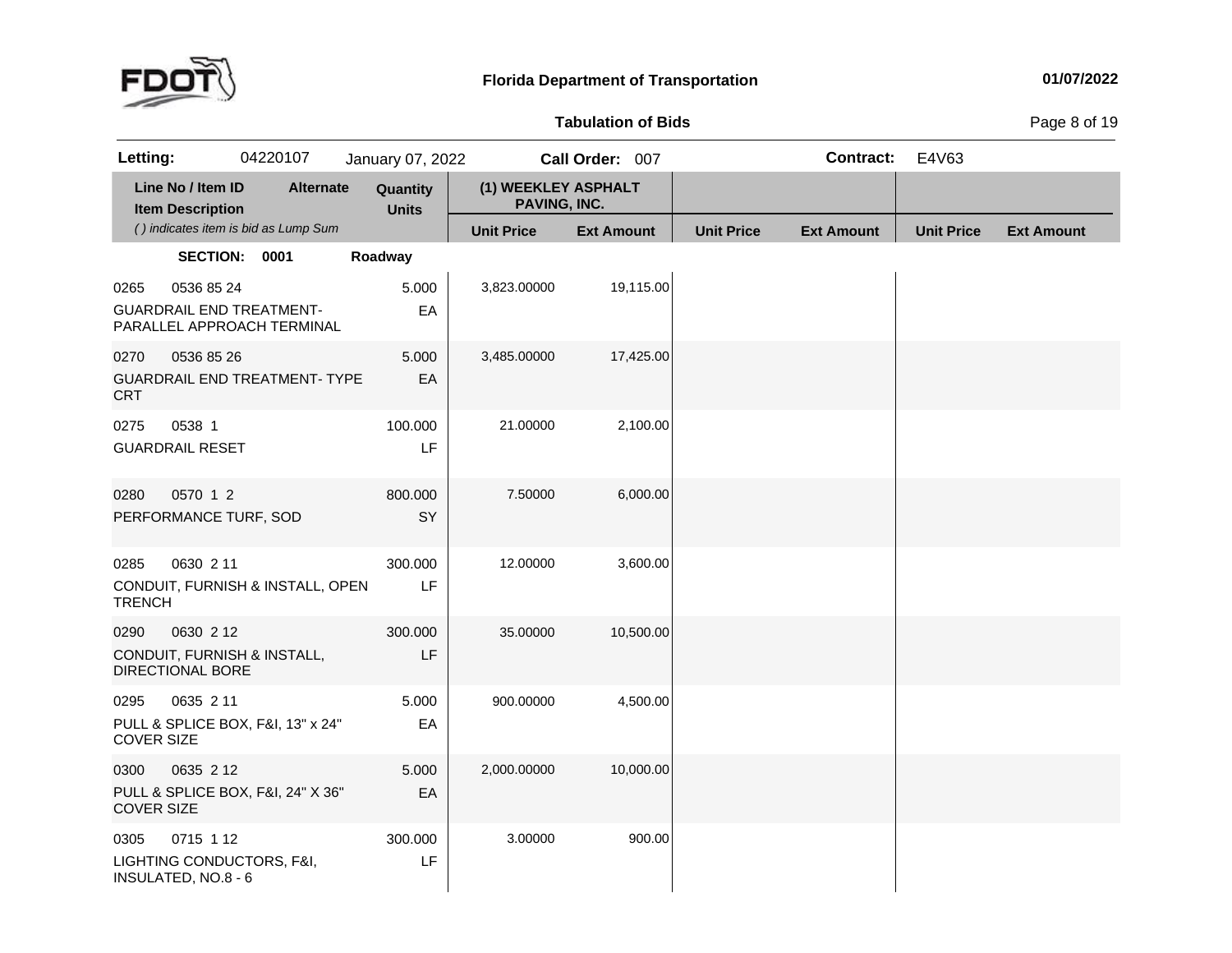# Florida Department of Transportation

01/07/2022

## Tabulation of Bids

**Letting:** 04220107 January 07, 2022 **Call Order:** 007 **Contract:** E4V63

| Line No / Item ID | Item Description | Alternate | Quantity | Units | (1) WEEKLEY ASPHALT PAVING, INC. Unit Price | (1) WEEKLEY ASPHALT PAVING, INC. Ext Amount | Unit Price | Ext Amount | Unit Price | Ext Amount |
|---|---|---|---|---|---|---|---|---|---|---|
| *( ) indicates item is bid as Lump Sum* | | | | | | | | | | |
| **SECTION: 0001** | **Roadway** | | | | | | | | | |
| 0265 0536 85 24 | GUARDRAIL END TREATMENT- PARALLEL APPROACH TERMINAL | | 5.000 | EA | 3,823.00000 | 19,115.00 | | | | |
| 0270 0536 85 26 | GUARDRAIL END TREATMENT- TYPE CRT | | 5.000 | EA | 3,485.00000 | 17,425.00 | | | | |
| 0275 0538 1 | GUARDRAIL RESET | | 100.000 | LF | 21.00000 | 2,100.00 | | | | |
| 0280 0570 1 2 | PERFORMANCE TURF, SOD | | 800.000 | SY | 7.50000 | 6,000.00 | | | | |
| 0285 0630 2 11 | CONDUIT, FURNISH & INSTALL, OPEN TRENCH | | 300.000 | LF | 12.00000 | 3,600.00 | | | | |
| 0290 0630 2 12 | CONDUIT, FURNISH & INSTALL, DIRECTIONAL BORE | | 300.000 | LF | 35.00000 | 10,500.00 | | | | |
| 0295 0635 2 11 | PULL & SPLICE BOX, F&I, 13" x 24" COVER SIZE | | 5.000 | EA | 900.00000 | 4,500.00 | | | | |
| 0300 0635 2 12 | PULL & SPLICE BOX, F&I, 24" X 36" COVER SIZE | | 5.000 | EA | 2,000.00000 | 10,000.00 | | | | |
| 0305 0715 1 12 | LIGHTING CONDUCTORS, F&I, INSULATED, NO.8 - 6 | | 300.000 | LF | 3.00000 | 900.00 | | | | |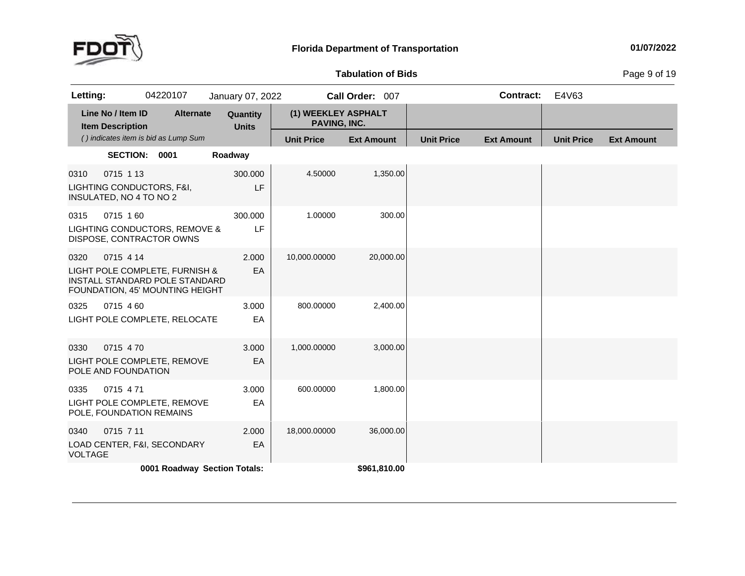**Florida Department of Transportation** — 01/07/2022

**Tabulation of Bids**

| **Letting:** | 04220107 | January 07, 2022 | **Call Order:** 007 | **Contract:** | E4V63 |
|---|---|---|---|---|---|

| Line No / Item ID | Item Description | Alternate | Quantity | Units | (1) WEEKLEY ASPHALT PAVING, INC. Unit Price | (1) WEEKLEY ASPHALT PAVING, INC. Ext Amount | Unit Price | Ext Amount | Unit Price | Ext Amount |
|---|---|---|---|---|---|---|---|---|---|---|
| *( ) indicates item is bid as Lump Sum* | | | | | | | | | | |
| **SECTION: 0001** | **Roadway** | | | | | | | | | |
| 0310 0715 1 13 | LIGHTING CONDUCTORS, F&I, INSULATED, NO 4 TO NO 2 | | 300.000 | LF | 4.50000 | 1,350.00 | | | | |
| 0315 0715 1 60 | LIGHTING CONDUCTORS, REMOVE & DISPOSE, CONTRACTOR OWNS | | 300.000 | LF | 1.00000 | 300.00 | | | | |
| 0320 0715 4 14 | LIGHT POLE COMPLETE, FURNISH & INSTALL STANDARD POLE STANDARD FOUNDATION, 45' MOUNTING HEIGHT | | 2.000 | EA | 10,000.00000 | 20,000.00 | | | | |
| 0325 0715 4 60 | LIGHT POLE COMPLETE, RELOCATE | | 3.000 | EA | 800.00000 | 2,400.00 | | | | |
| 0330 0715 4 70 | LIGHT POLE COMPLETE, REMOVE POLE AND FOUNDATION | | 3.000 | EA | 1,000.00000 | 3,000.00 | | | | |
| 0335 0715 4 71 | LIGHT POLE COMPLETE, REMOVE POLE, FOUNDATION REMAINS | | 3.000 | EA | 600.00000 | 1,800.00 | | | | |
| 0340 0715 7 11 | LOAD CENTER, F&I, SECONDARY VOLTAGE | | 2.000 | EA | 18,000.00000 | 36,000.00 | | | | |
| | **0001 Roadway Section Totals:** | | | | | **$961,810.00** | | | | |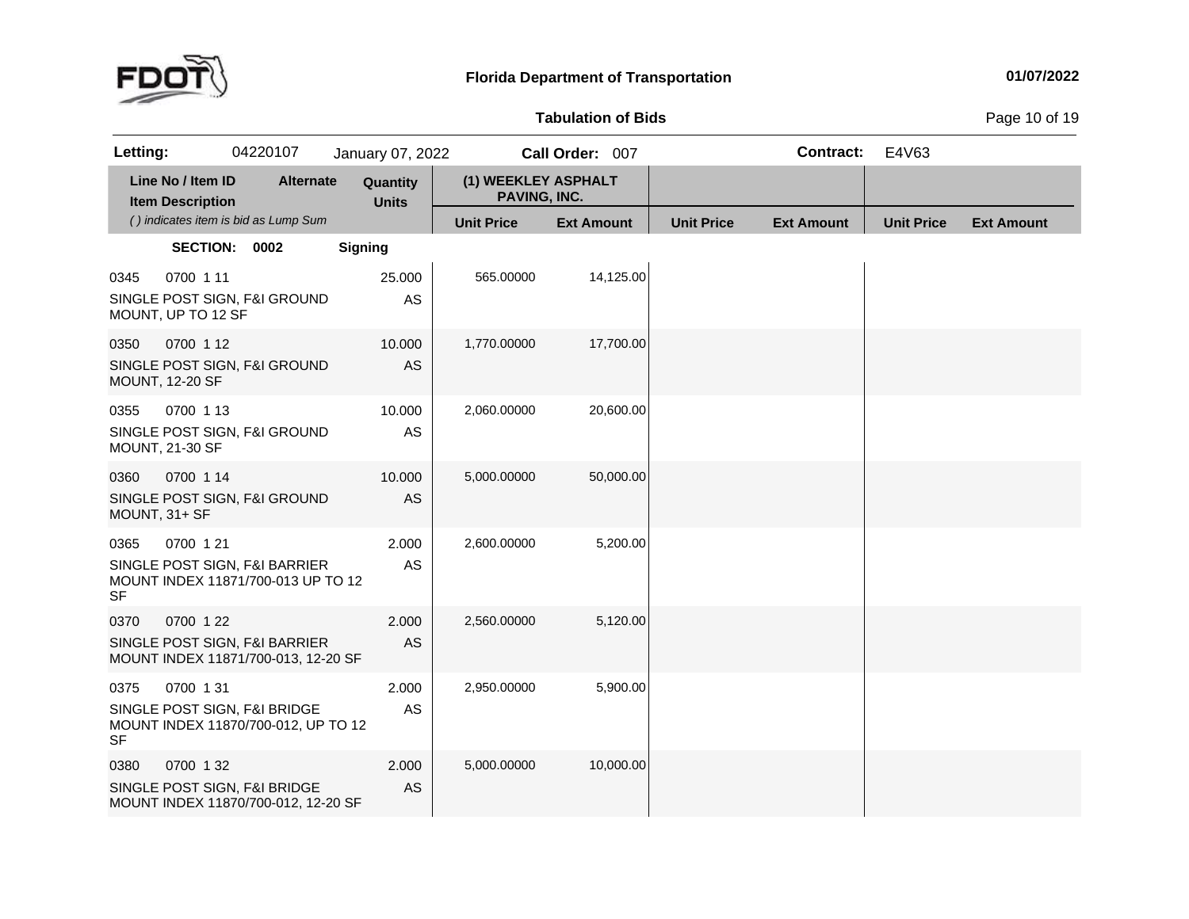**Florida Department of Transportation** — 01/07/2022

**Tabulation of Bids**

| Letting: | 04220107 | January 07, 2022 | Call Order: 007 | Contract: | E4V63 |
|---|---|---|---|---|---|

| Line No / Item ID | Alternate | Quantity | (1) WEEKLEY ASPHALT PAVING, INC. | | | | | |
|---|---|---|---|---|---|---|---|---|
| Item Description | | Units | | | | | | |
| *( ) indicates item is bid as Lump Sum* | | | Unit Price | Ext Amount | Unit Price | Ext Amount | Unit Price | Ext Amount |
| **SECTION: 0002** | | **Signing** | | | | | | |
| 0345 0700 1 11<br>SINGLE POST SIGN, F&I GROUND MOUNT, UP TO 12 SF | | 25.000<br>AS | 565.00000 | 14,125.00 | | | | |
| 0350 0700 1 12<br>SINGLE POST SIGN, F&I GROUND MOUNT, 12-20 SF | | 10.000<br>AS | 1,770.00000 | 17,700.00 | | | | |
| 0355 0700 1 13<br>SINGLE POST SIGN, F&I GROUND MOUNT, 21-30 SF | | 10.000<br>AS | 2,060.00000 | 20,600.00 | | | | |
| 0360 0700 1 14<br>SINGLE POST SIGN, F&I GROUND MOUNT, 31+ SF | | 10.000<br>AS | 5,000.00000 | 50,000.00 | | | | |
| 0365 0700 1 21<br>SINGLE POST SIGN, F&I BARRIER MOUNT INDEX 11871/700-013 UP TO 12 SF | | 2.000<br>AS | 2,600.00000 | 5,200.00 | | | | |
| 0370 0700 1 22<br>SINGLE POST SIGN, F&I BARRIER MOUNT INDEX 11871/700-013, 12-20 SF | | 2.000<br>AS | 2,560.00000 | 5,120.00 | | | | |
| 0375 0700 1 31<br>SINGLE POST SIGN, F&I BRIDGE MOUNT INDEX 11870/700-012, UP TO 12 SF | | 2.000<br>AS | 2,950.00000 | 5,900.00 | | | | |
| 0380 0700 1 32<br>SINGLE POST SIGN, F&I BRIDGE MOUNT INDEX 11870/700-012, 12-20 SF | | 2.000<br>AS | 5,000.00000 | 10,000.00 | | | | |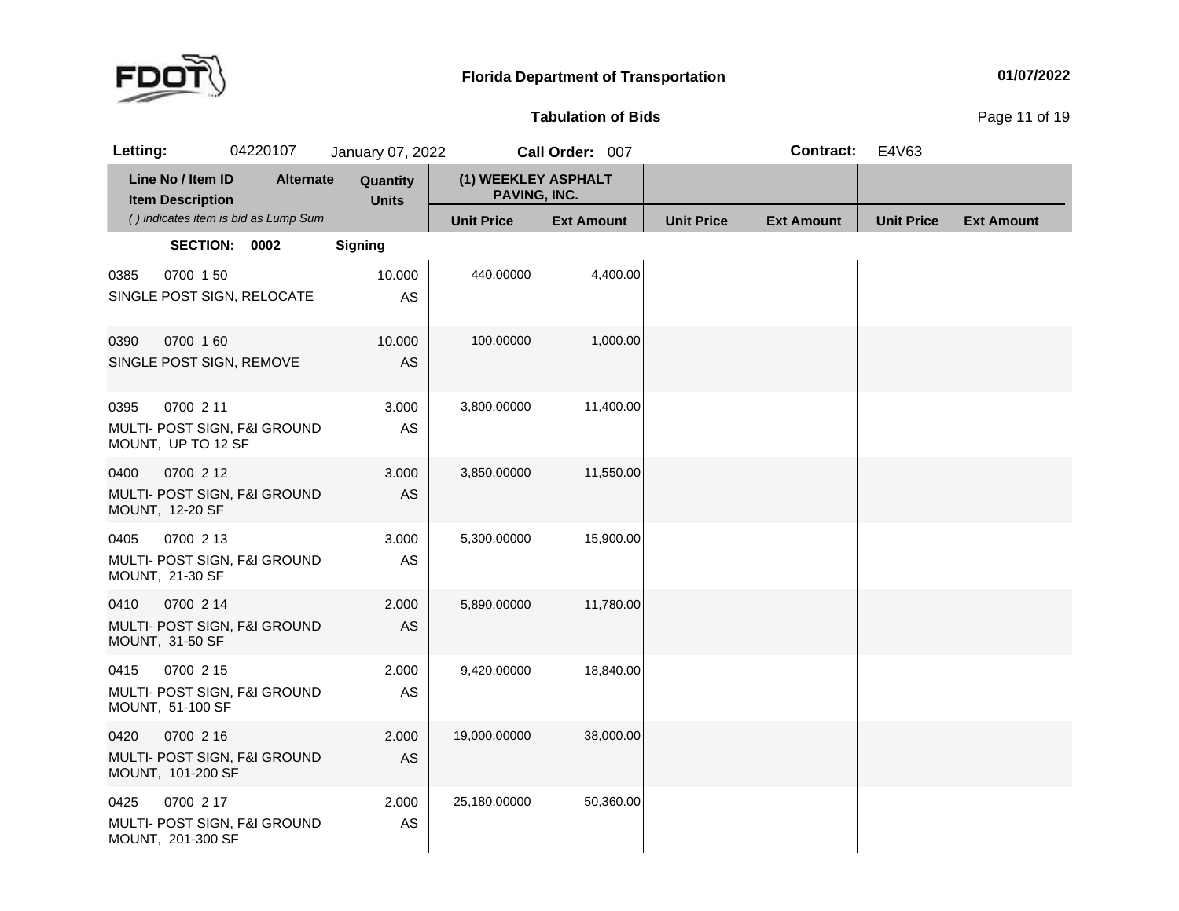# Florida Department of Transportation

01/07/2022

## Tabulation of Bids

**Letting:** 04220107 January 07, 2022 **Call Order:** 007 **Contract:** E4V63

| Line No / Item ID | Item Description | Alternate | Quantity | Units | (1) WEEKLEY ASPHALT PAVING, INC. Unit Price | (1) WEEKLEY ASPHALT PAVING, INC. Ext Amount | Unit Price | Ext Amount | Unit Price | Ext Amount |
|---|---|---|---|---|---|---|---|---|---|---|
| **SECTION: 0002** | **Signing** | | | | | | | | | |
| 0385 0700 1 50 | SINGLE POST SIGN, RELOCATE | | 10.000 | AS | 440.00000 | 4,400.00 | | | | |
| 0390 0700 1 60 | SINGLE POST SIGN, REMOVE | | 10.000 | AS | 100.00000 | 1,000.00 | | | | |
| 0395 0700 2 11 | MULTI- POST SIGN, F&I GROUND MOUNT, UP TO 12 SF | | 3.000 | AS | 3,800.00000 | 11,400.00 | | | | |
| 0400 0700 2 12 | MULTI- POST SIGN, F&I GROUND MOUNT, 12-20 SF | | 3.000 | AS | 3,850.00000 | 11,550.00 | | | | |
| 0405 0700 2 13 | MULTI- POST SIGN, F&I GROUND MOUNT, 21-30 SF | | 3.000 | AS | 5,300.00000 | 15,900.00 | | | | |
| 0410 0700 2 14 | MULTI- POST SIGN, F&I GROUND MOUNT, 31-50 SF | | 2.000 | AS | 5,890.00000 | 11,780.00 | | | | |
| 0415 0700 2 15 | MULTI- POST SIGN, F&I GROUND MOUNT, 51-100 SF | | 2.000 | AS | 9,420.00000 | 18,840.00 | | | | |
| 0420 0700 2 16 | MULTI- POST SIGN, F&I GROUND MOUNT, 101-200 SF | | 2.000 | AS | 19,000.00000 | 38,000.00 | | | | |
| 0425 0700 2 17 | MULTI- POST SIGN, F&I GROUND MOUNT, 201-300 SF | | 2.000 | AS | 25,180.00000 | 50,360.00 | | | | |

*( ) indicates item is bid as Lump Sum*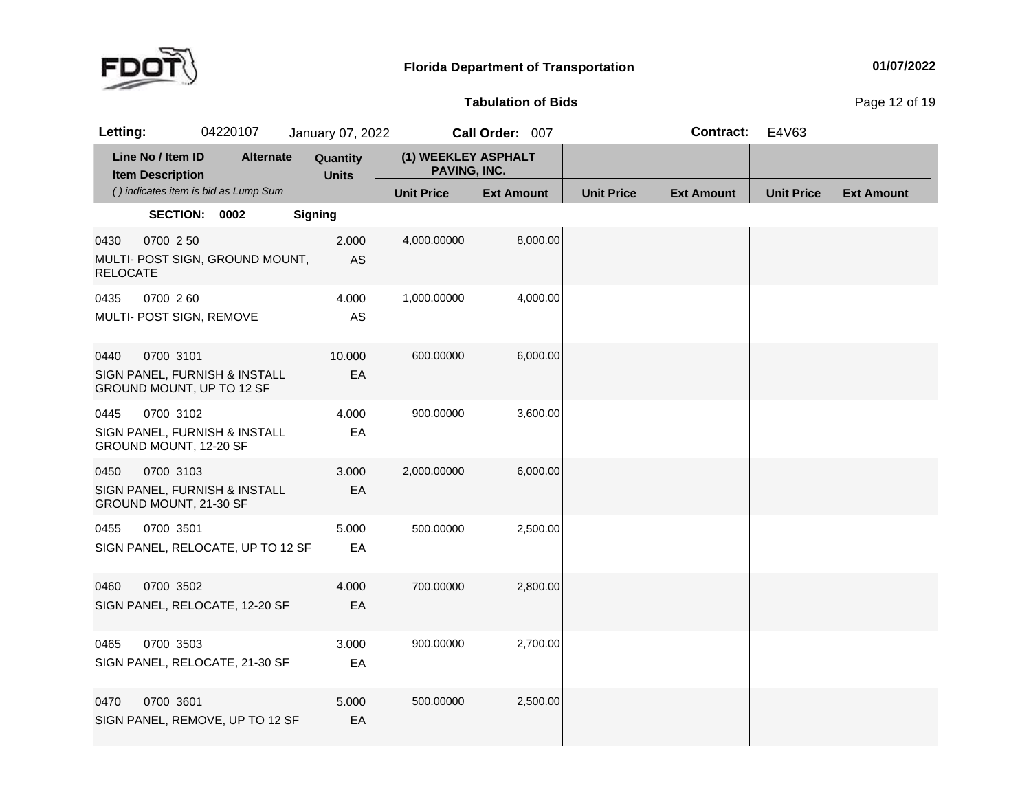**Florida Department of Transportation**

**Tabulation of Bids**

**Letting:** 04220107 January 07, 2022 **Call Order:** 007 **Contract:** E4V63

| Line No / Item ID / Item Description | Alternate | Quantity Units | (1) WEEKLEY ASPHALT PAVING, INC. Unit Price | (1) WEEKLEY ASPHALT PAVING, INC. Ext Amount | Unit Price | Ext Amount | Unit Price | Ext Amount |
|---|---|---|---|---|---|---|---|---|
| ( ) indicates item is bid as Lump Sum | | | | | | | | |
| **SECTION: 0002** | | **Signing** | | | | | | |
| 0430 0700 2 50 MULTI- POST SIGN, GROUND MOUNT, RELOCATE | | 2.000 AS | 4,000.00000 | 8,000.00 | | | | |
| 0435 0700 2 60 MULTI- POST SIGN, REMOVE | | 4.000 AS | 1,000.00000 | 4,000.00 | | | | |
| 0440 0700 3101 SIGN PANEL, FURNISH & INSTALL GROUND MOUNT, UP TO 12 SF | | 10.000 EA | 600.00000 | 6,000.00 | | | | |
| 0445 0700 3102 SIGN PANEL, FURNISH & INSTALL GROUND MOUNT, 12-20 SF | | 4.000 EA | 900.00000 | 3,600.00 | | | | |
| 0450 0700 3103 SIGN PANEL, FURNISH & INSTALL GROUND MOUNT, 21-30 SF | | 3.000 EA | 2,000.00000 | 6,000.00 | | | | |
| 0455 0700 3501 SIGN PANEL, RELOCATE, UP TO 12 SF | | 5.000 EA | 500.00000 | 2,500.00 | | | | |
| 0460 0700 3502 SIGN PANEL, RELOCATE, 12-20 SF | | 4.000 EA | 700.00000 | 2,800.00 | | | | |
| 0465 0700 3503 SIGN PANEL, RELOCATE, 21-30 SF | | 3.000 EA | 900.00000 | 2,700.00 | | | | |
| 0470 0700 3601 SIGN PANEL, REMOVE, UP TO 12 SF | | 5.000 EA | 500.00000 | 2,500.00 | | | | |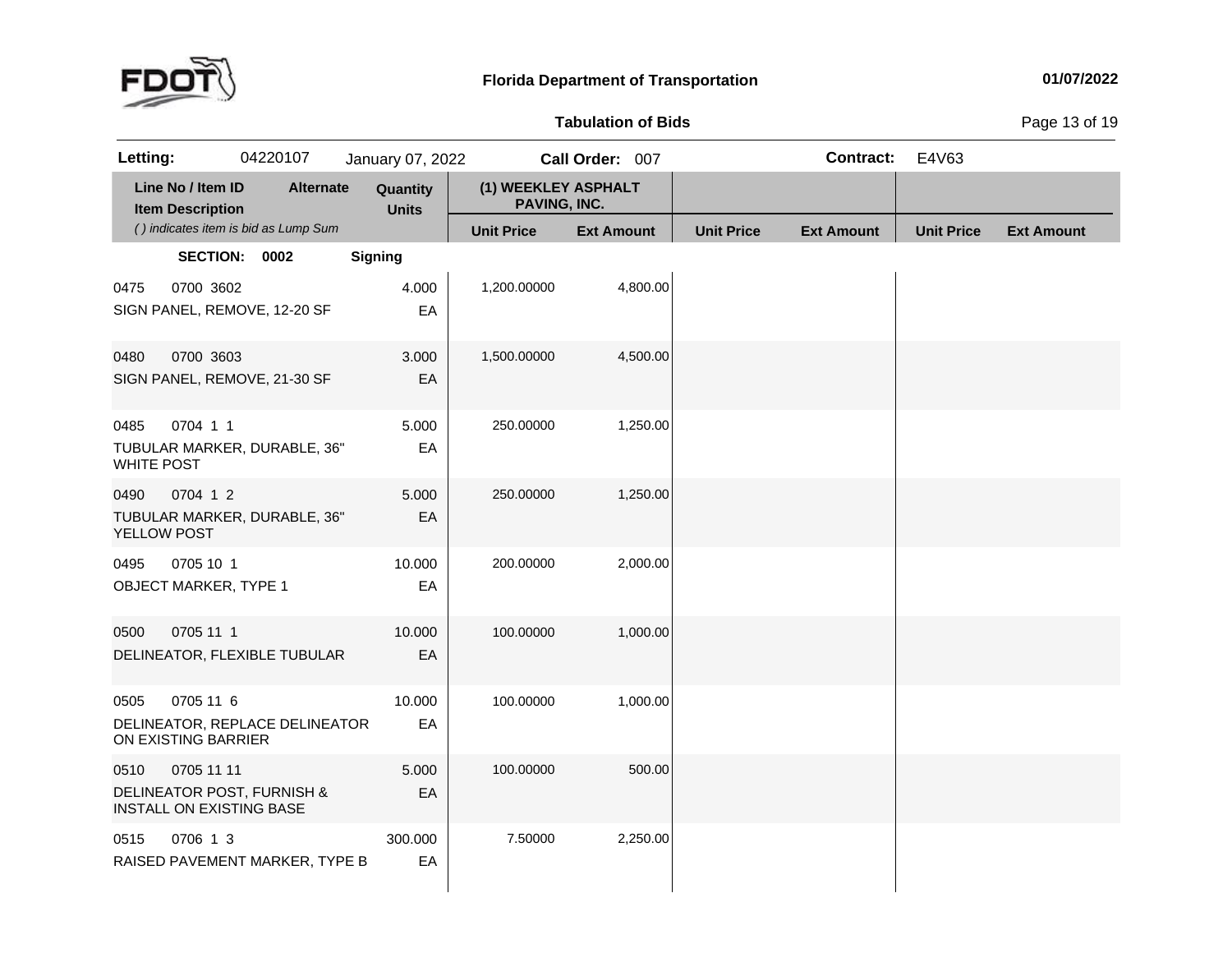**Florida Department of Transportation**

**Tabulation of Bids**

| **Letting:** | 04220107 | January 07, 2022 | **Call Order:** 007 | **Contract:** | E4V63 |
|---|---|---|---|---|---|

| Line No / Item ID | Alternate | Quantity | (1) WEEKLEY ASPHALT PAVING, INC. | | | | | |
|---|---|---|---|---|---|---|---|---|
| Item Description | | Units | | | | | | |
| *( ) indicates item is bid as Lump Sum* | | | Unit Price | Ext Amount | Unit Price | Ext Amount | Unit Price | Ext Amount |
| **SECTION: 0002** | | **Signing** | | | | | | |
| 0475 0700 3602<br>SIGN PANEL, REMOVE, 12-20 SF | | 4.000<br>EA | 1,200.00000 | 4,800.00 | | | | |
| 0480 0700 3603<br>SIGN PANEL, REMOVE, 21-30 SF | | 3.000<br>EA | 1,500.00000 | 4,500.00 | | | | |
| 0485 0704 1 1<br>TUBULAR MARKER, DURABLE, 36" WHITE POST | | 5.000<br>EA | 250.00000 | 1,250.00 | | | | |
| 0490 0704 1 2<br>TUBULAR MARKER, DURABLE, 36" YELLOW POST | | 5.000<br>EA | 250.00000 | 1,250.00 | | | | |
| 0495 0705 10 1<br>OBJECT MARKER, TYPE 1 | | 10.000<br>EA | 200.00000 | 2,000.00 | | | | |
| 0500 0705 11 1<br>DELINEATOR, FLEXIBLE TUBULAR | | 10.000<br>EA | 100.00000 | 1,000.00 | | | | |
| 0505 0705 11 6<br>DELINEATOR, REPLACE DELINEATOR ON EXISTING BARRIER | | 10.000<br>EA | 100.00000 | 1,000.00 | | | | |
| 0510 0705 11 11<br>DELINEATOR POST, FURNISH & INSTALL ON EXISTING BASE | | 5.000<br>EA | 100.00000 | 500.00 | | | | |
| 0515 0706 1 3<br>RAISED PAVEMENT MARKER, TYPE B | | 300.000<br>EA | 7.50000 | 2,250.00 | | | | |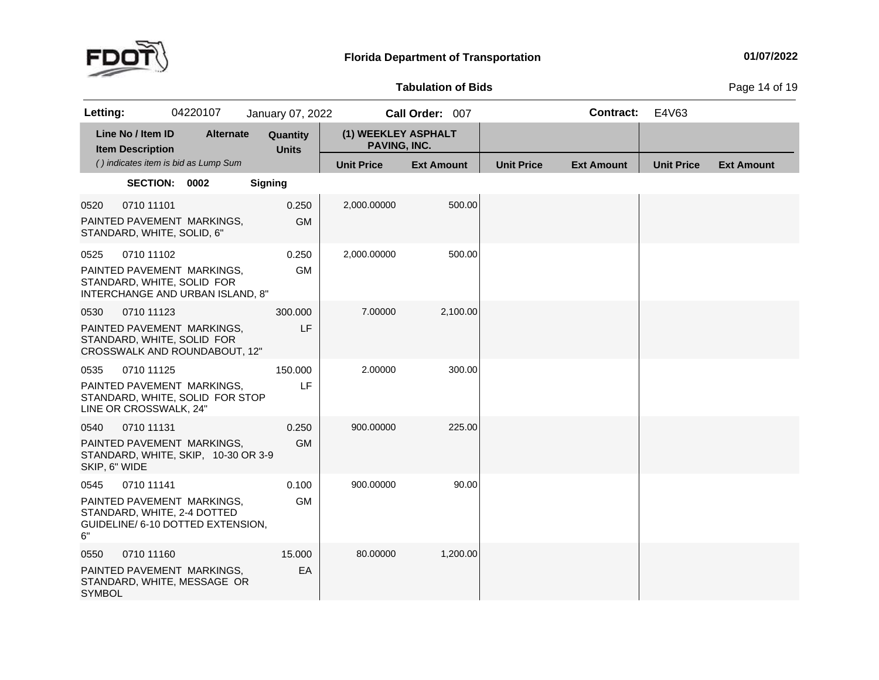# Florida Department of Transportation

01/07/2022

## Tabulation of Bids

**Letting:** 04220107 January 07, 2022 **Call Order:** 007 **Contract:** E4V63

| Line No / Item ID<br>Item Description<br>*( ) indicates item is bid as Lump Sum* | Alternate | Quantity<br>Units | (1) WEEKLEY ASPHALT PAVING, INC.<br>Unit Price | <br>Ext Amount | <br>Unit Price | <br>Ext Amount | <br>Unit Price | <br>Ext Amount |
|---|---|---|---|---|---|---|---|---|
| **SECTION: 0002** | | **Signing** | | | | | | |
| 0520 0710 11101<br>PAINTED PAVEMENT MARKINGS, STANDARD, WHITE, SOLID, 6" | | 0.250<br>GM | 2,000.00000 | 500.00 | | | | |
| 0525 0710 11102<br>PAINTED PAVEMENT MARKINGS, STANDARD, WHITE, SOLID FOR INTERCHANGE AND URBAN ISLAND, 8" | | 0.250<br>GM | 2,000.00000 | 500.00 | | | | |
| 0530 0710 11123<br>PAINTED PAVEMENT MARKINGS, STANDARD, WHITE, SOLID FOR CROSSWALK AND ROUNDABOUT, 12" | | 300.000<br>LF | 7.00000 | 2,100.00 | | | | |
| 0535 0710 11125<br>PAINTED PAVEMENT MARKINGS, STANDARD, WHITE, SOLID FOR STOP LINE OR CROSSWALK, 24" | | 150.000<br>LF | 2.00000 | 300.00 | | | | |
| 0540 0710 11131<br>PAINTED PAVEMENT MARKINGS, STANDARD, WHITE, SKIP, 10-30 OR 3-9 SKIP, 6" WIDE | | 0.250<br>GM | 900.00000 | 225.00 | | | | |
| 0545 0710 11141<br>PAINTED PAVEMENT MARKINGS, STANDARD, WHITE, 2-4 DOTTED GUIDELINE/ 6-10 DOTTED EXTENSION, 6" | | 0.100<br>GM | 900.00000 | 90.00 | | | | |
| 0550 0710 11160<br>PAINTED PAVEMENT MARKINGS, STANDARD, WHITE, MESSAGE OR SYMBOL | | 15.000<br>EA | 80.00000 | 1,200.00 | | | | |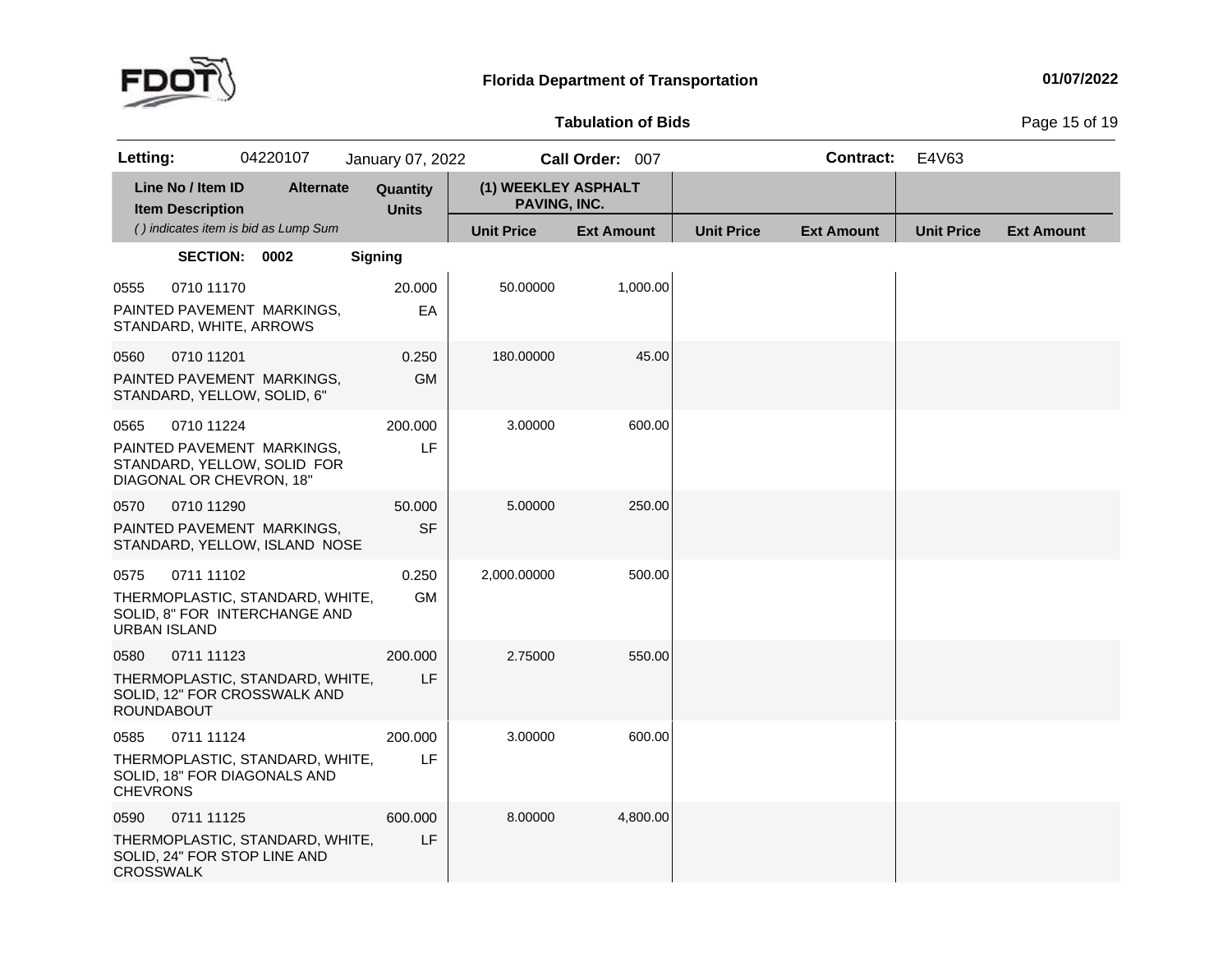**Florida Department of Transportation** 01/07/2022

**Tabulation of Bids**

**Letting:** 04220107 January 07, 2022 **Call Order:** 007 **Contract:** E4V63

| Line No / Item ID / Item Description | Alternate | Quantity / Units | (1) WEEKLEY ASPHALT PAVING, INC. Unit Price | Ext Amount | Unit Price | Ext Amount | Unit Price | Ext Amount |
|---|---|---|---|---|---|---|---|---|
| *( ) indicates item is bid as Lump Sum* | | | | | | | | |
| **SECTION: 0002** | | **Signing** | | | | | | |
| 0555 0710 11170 PAINTED PAVEMENT MARKINGS, STANDARD, WHITE, ARROWS | | 20.000 EA | 50.00000 | 1,000.00 | | | | |
| 0560 0710 11201 PAINTED PAVEMENT MARKINGS, STANDARD, YELLOW, SOLID, 6" | | 0.250 GM | 180.00000 | 45.00 | | | | |
| 0565 0710 11224 PAINTED PAVEMENT MARKINGS, STANDARD, YELLOW, SOLID FOR DIAGONAL OR CHEVRON, 18" | | 200.000 LF | 3.00000 | 600.00 | | | | |
| 0570 0710 11290 PAINTED PAVEMENT MARKINGS, STANDARD, YELLOW, ISLAND NOSE | | 50.000 SF | 5.00000 | 250.00 | | | | |
| 0575 0711 11102 THERMOPLASTIC, STANDARD, WHITE, SOLID, 8" FOR INTERCHANGE AND URBAN ISLAND | | 0.250 GM | 2,000.00000 | 500.00 | | | | |
| 0580 0711 11123 THERMOPLASTIC, STANDARD, WHITE, SOLID, 12" FOR CROSSWALK AND ROUNDABOUT | | 200.000 LF | 2.75000 | 550.00 | | | | |
| 0585 0711 11124 THERMOPLASTIC, STANDARD, WHITE, SOLID, 18" FOR DIAGONALS AND CHEVRONS | | 200.000 LF | 3.00000 | 600.00 | | | | |
| 0590 0711 11125 THERMOPLASTIC, STANDARD, WHITE, SOLID, 24" FOR STOP LINE AND CROSSWALK | | 600.000 LF | 8.00000 | 4,800.00 | | | | |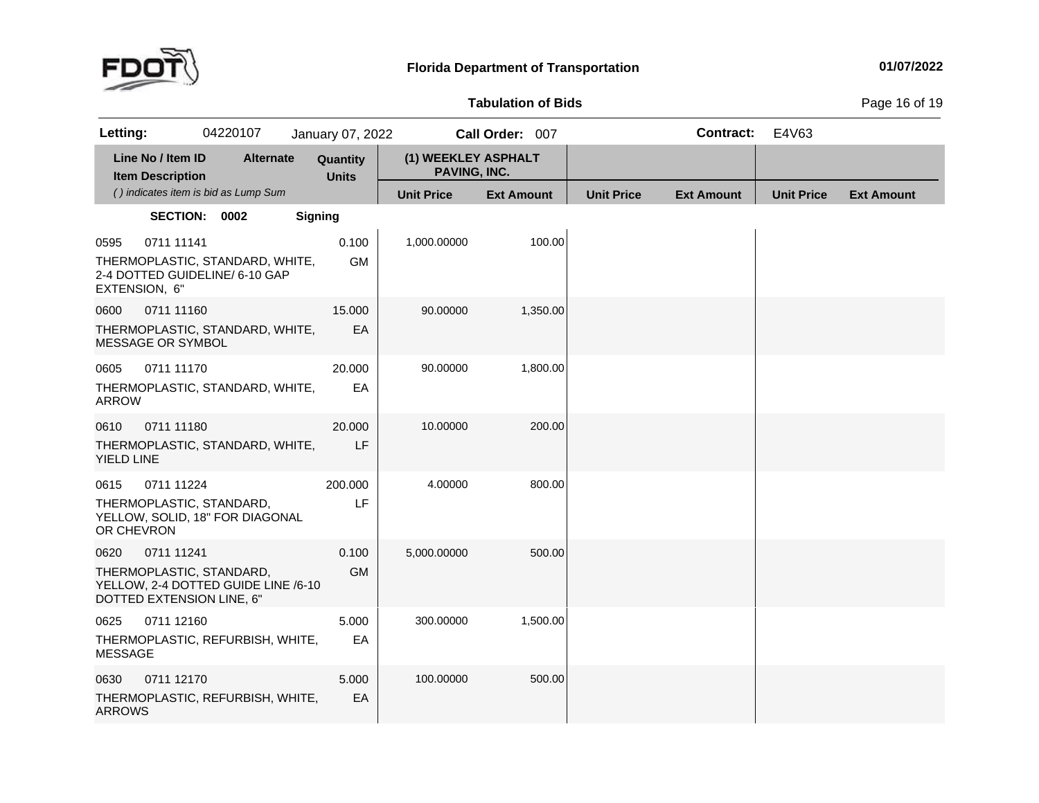**Florida Department of Transportation** 01/07/2022

**Tabulation of Bids**

**Letting:** 04220107 January 07, 2022 **Call Order:** 007 **Contract:** E4V63

| Line No / Item ID<br>Item Description<br>*( ) indicates item is bid as Lump Sum* | Alternate | Quantity<br>Units | (1) WEEKLEY ASPHALT PAVING, INC. | | | | | |
|---|---|---|---|---|---|---|---|---|
| | | | **Unit Price** | **Ext Amount** | **Unit Price** | **Ext Amount** | **Unit Price** | **Ext Amount** |
| **SECTION: 0002** | **Signing** | | | | | | | |
| 0595 0711 11141<br>THERMOPLASTIC, STANDARD, WHITE, 2-4 DOTTED GUIDELINE/ 6-10 GAP EXTENSION, 6" | | 0.100<br>GM | 1,000.00000 | 100.00 | | | | |
| 0600 0711 11160<br>THERMOPLASTIC, STANDARD, WHITE, MESSAGE OR SYMBOL | | 15.000<br>EA | 90.00000 | 1,350.00 | | | | |
| 0605 0711 11170<br>THERMOPLASTIC, STANDARD, WHITE, ARROW | | 20.000<br>EA | 90.00000 | 1,800.00 | | | | |
| 0610 0711 11180<br>THERMOPLASTIC, STANDARD, WHITE, YIELD LINE | | 20.000<br>LF | 10.00000 | 200.00 | | | | |
| 0615 0711 11224<br>THERMOPLASTIC, STANDARD, YELLOW, SOLID, 18" FOR DIAGONAL OR CHEVRON | | 200.000<br>LF | 4.00000 | 800.00 | | | | |
| 0620 0711 11241<br>THERMOPLASTIC, STANDARD, YELLOW, 2-4 DOTTED GUIDE LINE /6-10 DOTTED EXTENSION LINE, 6" | | 0.100<br>GM | 5,000.00000 | 500.00 | | | | |
| 0625 0711 12160<br>THERMOPLASTIC, REFURBISH, WHITE, MESSAGE | | 5.000<br>EA | 300.00000 | 1,500.00 | | | | |
| 0630 0711 12170<br>THERMOPLASTIC, REFURBISH, WHITE, ARROWS | | 5.000<br>EA | 100.00000 | 500.00 | | | | |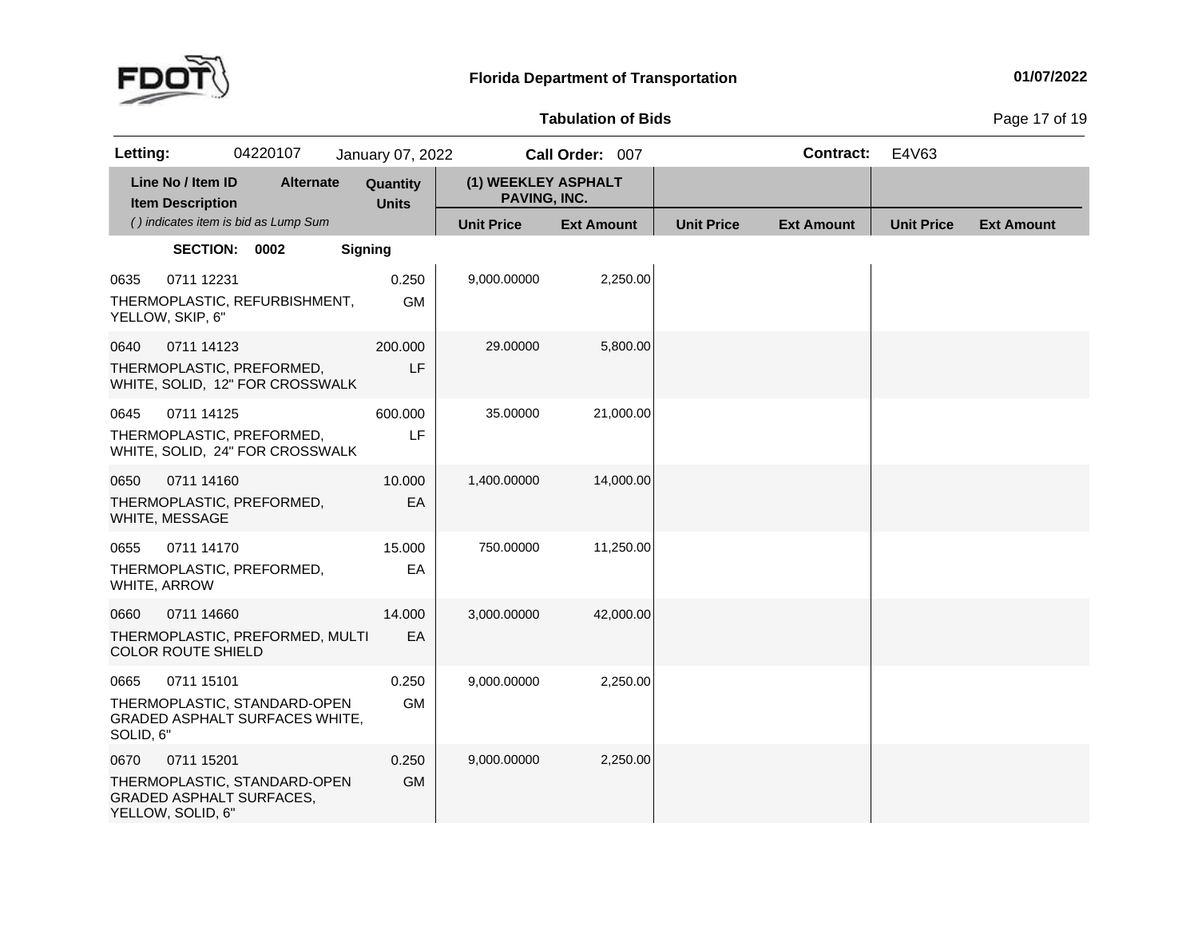**Florida Department of Transportation**

**Tabulation of Bids**

| **Letting:** 04220107 | January 07, 2022 | **Call Order:** 007 | **Contract:** E4V63 |
|---|---|---|---|

| Line No / Item ID<br>Item Description<br>*( ) indicates item is bid as Lump Sum* | Alternate | Quantity<br>Units | (1) WEEKLEY ASPHALT PAVING, INC. | | | | | |
|---|---|---|---|---|---|---|---|---|
| | | | Unit Price | Ext Amount | Unit Price | Ext Amount | Unit Price | Ext Amount |
| **SECTION: 0002** | | **Signing** | | | | | | |
| 0635 0711 12231<br>THERMOPLASTIC, REFURBISHMENT, YELLOW, SKIP, 6" | | 0.250<br>GM | 9,000.00000 | 2,250.00 | | | | |
| 0640 0711 14123<br>THERMOPLASTIC, PREFORMED, WHITE, SOLID, 12" FOR CROSSWALK | | 200.000<br>LF | 29.00000 | 5,800.00 | | | | |
| 0645 0711 14125<br>THERMOPLASTIC, PREFORMED, WHITE, SOLID, 24" FOR CROSSWALK | | 600.000<br>LF | 35.00000 | 21,000.00 | | | | |
| 0650 0711 14160<br>THERMOPLASTIC, PREFORMED, WHITE, MESSAGE | | 10.000<br>EA | 1,400.00000 | 14,000.00 | | | | |
| 0655 0711 14170<br>THERMOPLASTIC, PREFORMED, WHITE, ARROW | | 15.000<br>EA | 750.00000 | 11,250.00 | | | | |
| 0660 0711 14660<br>THERMOPLASTIC, PREFORMED, MULTI COLOR ROUTE SHIELD | | 14.000<br>EA | 3,000.00000 | 42,000.00 | | | | |
| 0665 0711 15101<br>THERMOPLASTIC, STANDARD-OPEN GRADED ASPHALT SURFACES WHITE, SOLID, 6" | | 0.250<br>GM | 9,000.00000 | 2,250.00 | | | | |
| 0670 0711 15201<br>THERMOPLASTIC, STANDARD-OPEN GRADED ASPHALT SURFACES, YELLOW, SOLID, 6" | | 0.250<br>GM | 9,000.00000 | 2,250.00 | | | | |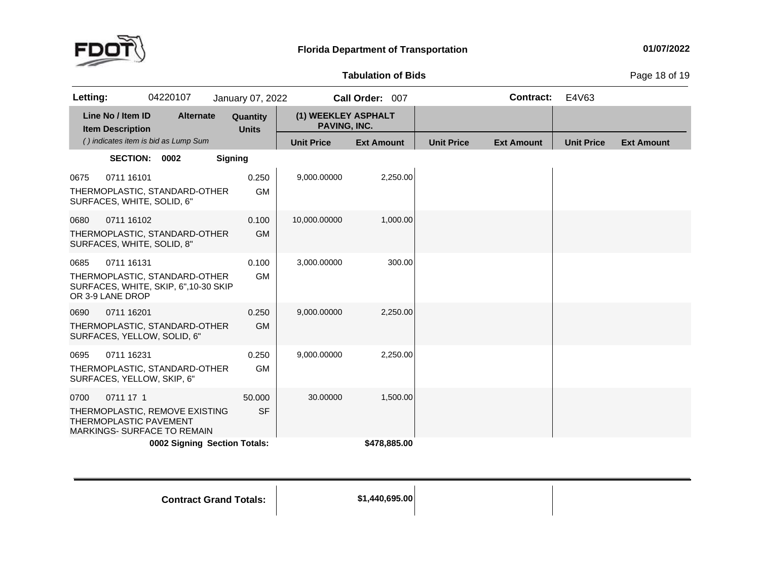**Florida Department of Transportation**

**01/07/2022**

**Tabulation of Bids**

**Letting:** 04220107 January 07, 2022 **Call Order:** 007 **Contract:** E4V63

| Line No / Item ID<br>Item Description<br>*( ) indicates item is bid as Lump Sum* | Alternate | Quantity<br>Units | (1) WEEKLEY ASPHALT PAVING, INC. | | | | | |
|---|---|---|---|---|---|---|---|---|
| | | | **Unit Price** | **Ext Amount** | **Unit Price** | **Ext Amount** | **Unit Price** | **Ext Amount** |
| **SECTION: 0002** | | **Signing** | | | | | | |
| 0675 0711 16101<br>THERMOPLASTIC, STANDARD-OTHER SURFACES, WHITE, SOLID, 6" | | 0.250<br>GM | 9,000.00000 | 2,250.00 | | | | |
| 0680 0711 16102<br>THERMOPLASTIC, STANDARD-OTHER SURFACES, WHITE, SOLID, 8" | | 0.100<br>GM | 10,000.00000 | 1,000.00 | | | | |
| 0685 0711 16131<br>THERMOPLASTIC, STANDARD-OTHER SURFACES, WHITE, SKIP, 6",10-30 SKIP OR 3-9 LANE DROP | | 0.100<br>GM | 3,000.00000 | 300.00 | | | | |
| 0690 0711 16201<br>THERMOPLASTIC, STANDARD-OTHER SURFACES, YELLOW, SOLID, 6" | | 0.250<br>GM | 9,000.00000 | 2,250.00 | | | | |
| 0695 0711 16231<br>THERMOPLASTIC, STANDARD-OTHER SURFACES, YELLOW, SKIP, 6" | | 0.250<br>GM | 9,000.00000 | 2,250.00 | | | | |
| 0700 0711 17 1<br>THERMOPLASTIC, REMOVE EXISTING THERMOPLASTIC PAVEMENT MARKINGS- SURFACE TO REMAIN | | 50.000<br>SF | 30.00000 | 1,500.00 | | | | |
| **0002 Signing Section Totals:** | | | | **$478,885.00** | | | | |
| **Contract Grand Totals:** | | | | **$1,440,695.00** | | | | |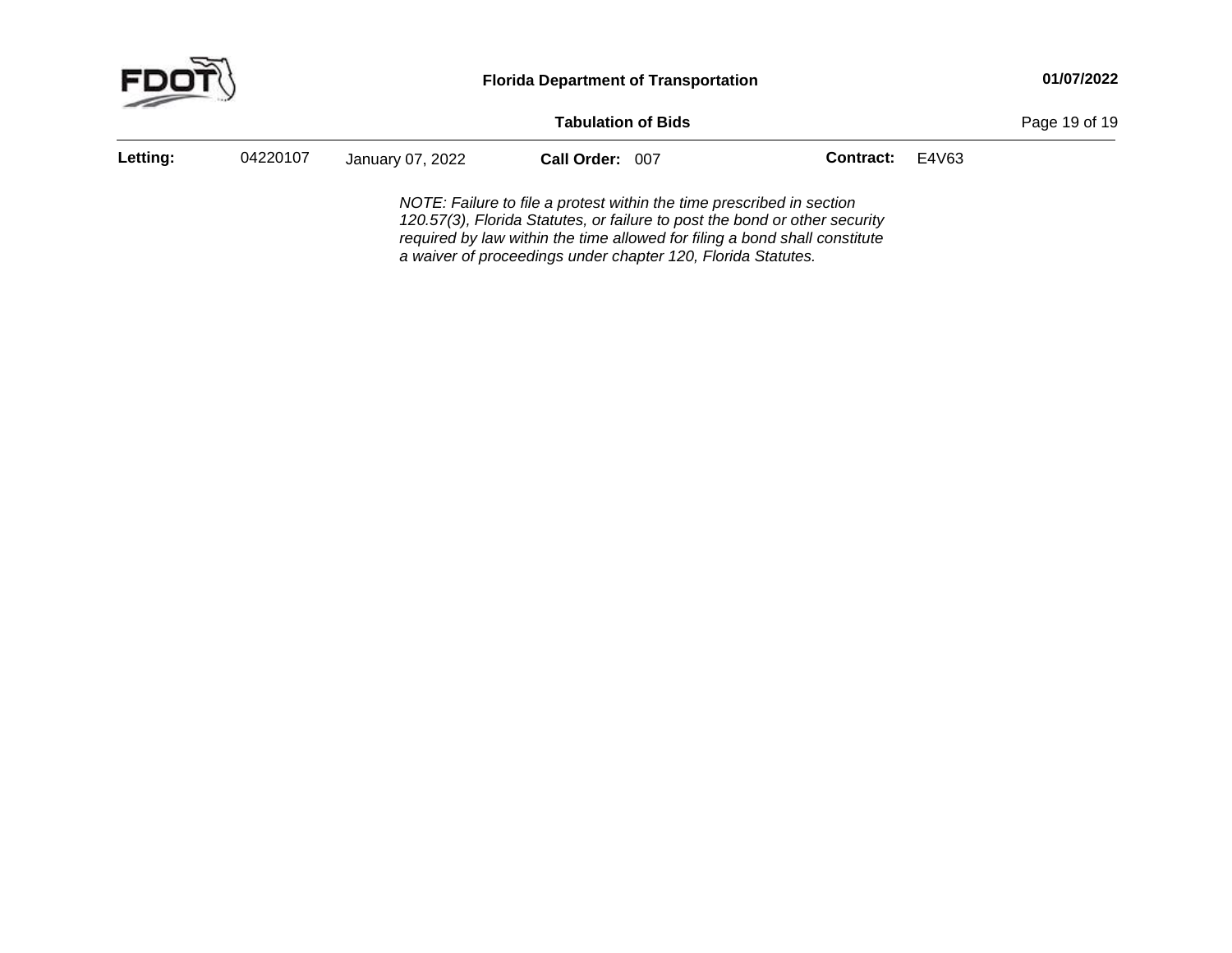**Letting:** 04220107 January 07, 2022 **Call Order:** 007 **Contract:** E4V63

*NOTE: Failure to file a protest within the time prescribed in section 120.57(3), Florida Statutes, or failure to post the bond or other security required by law within the time allowed for filing a bond shall constitute a waiver of proceedings under chapter 120, Florida Statutes.*